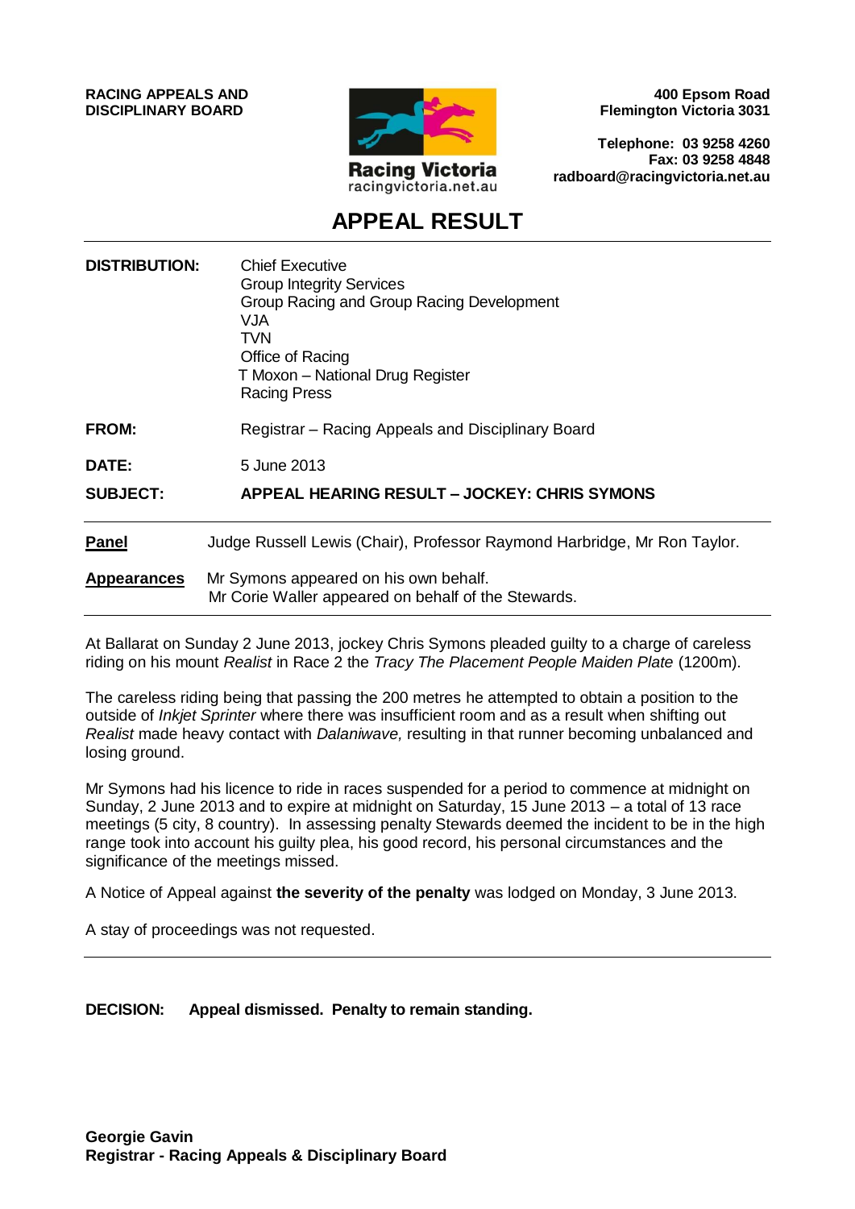**RACING APPEALS AND DISCIPLINARY BOARD**

Racing Victoria
racingvictoria.net.au

**400 Epsom Road**
**Flemington Victoria 3031**

**Telephone: 03 9258 4260**
**Fax: 03 9258 4848**
**radboard@racingvictoria.net.au**

# APPEAL RESULT

**DISTRIBUTION:** Chief Executive
Group Integrity Services
Group Racing and Group Racing Development
VJA
TVN
Office of Racing
T Moxon – National Drug Register
Racing Press

**FROM:** Registrar – Racing Appeals and Disciplinary Board

**DATE:** 5 June 2013

**SUBJECT:** **APPEAL HEARING RESULT – JOCKEY: CHRIS SYMONS**

---

**Panel** Judge Russell Lewis (Chair), Professor Raymond Harbridge, Mr Ron Taylor.

**Appearances** Mr Symons appeared on his own behalf.
Mr Corie Waller appeared on behalf of the Stewards.

---

At Ballarat on Sunday 2 June 2013, jockey Chris Symons pleaded guilty to a charge of careless riding on his mount *Realist* in Race 2 the *Tracy The Placement People Maiden Plate* (1200m).

The careless riding being that passing the 200 metres he attempted to obtain a position to the outside of *Inkjet Sprinter* where there was insufficient room and as a result when shifting out *Realist* made heavy contact with *Dalaniwave,* resulting in that runner becoming unbalanced and losing ground.

Mr Symons had his licence to ride in races suspended for a period to commence at midnight on Sunday, 2 June 2013 and to expire at midnight on Saturday, 15 June 2013 – a total of 13 race meetings (5 city, 8 country). In assessing penalty Stewards deemed the incident to be in the high range took into account his guilty plea, his good record, his personal circumstances and the significance of the meetings missed.

A Notice of Appeal against **the severity of the penalty** was lodged on Monday, 3 June 2013.

A stay of proceedings was not requested.

---

**DECISION: Appeal dismissed. Penalty to remain standing.**

**Georgie Gavin**
**Registrar - Racing Appeals & Disciplinary Board**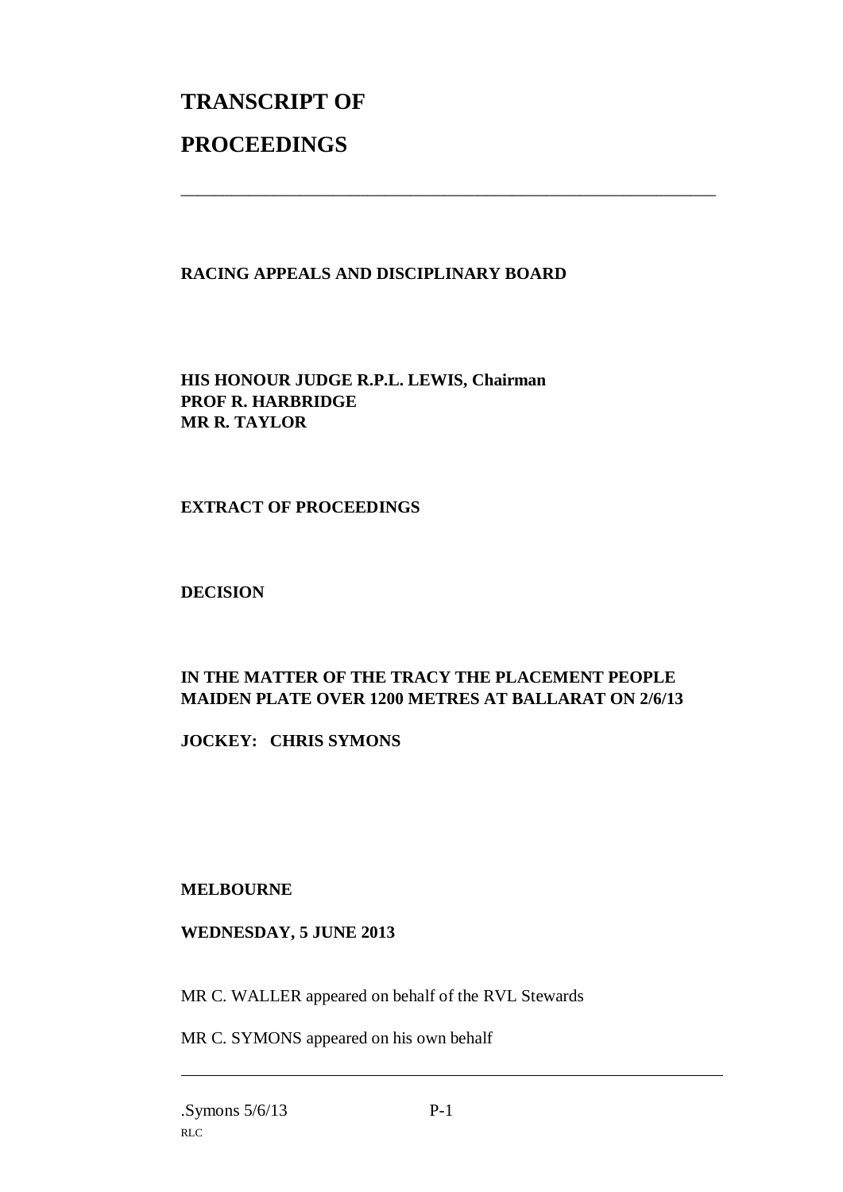# TRANSCRIPT OF

# PROCEEDINGS

---

**RACING APPEALS AND DISCIPLINARY BOARD**

**HIS HONOUR JUDGE R.P.L. LEWIS, Chairman**
**PROF R. HARBRIDGE**
**MR R. TAYLOR**

**EXTRACT OF PROCEEDINGS**

**DECISION**

**IN THE MATTER OF THE TRACY THE PLACEMENT PEOPLE MAIDEN PLATE OVER 1200 METRES AT BALLARAT ON 2/6/13**

**JOCKEY: CHRIS SYMONS**

**MELBOURNE**

**WEDNESDAY, 5 JUNE 2013**

MR C. WALLER appeared on behalf of the RVL Stewards

MR C. SYMONS appeared on his own behalf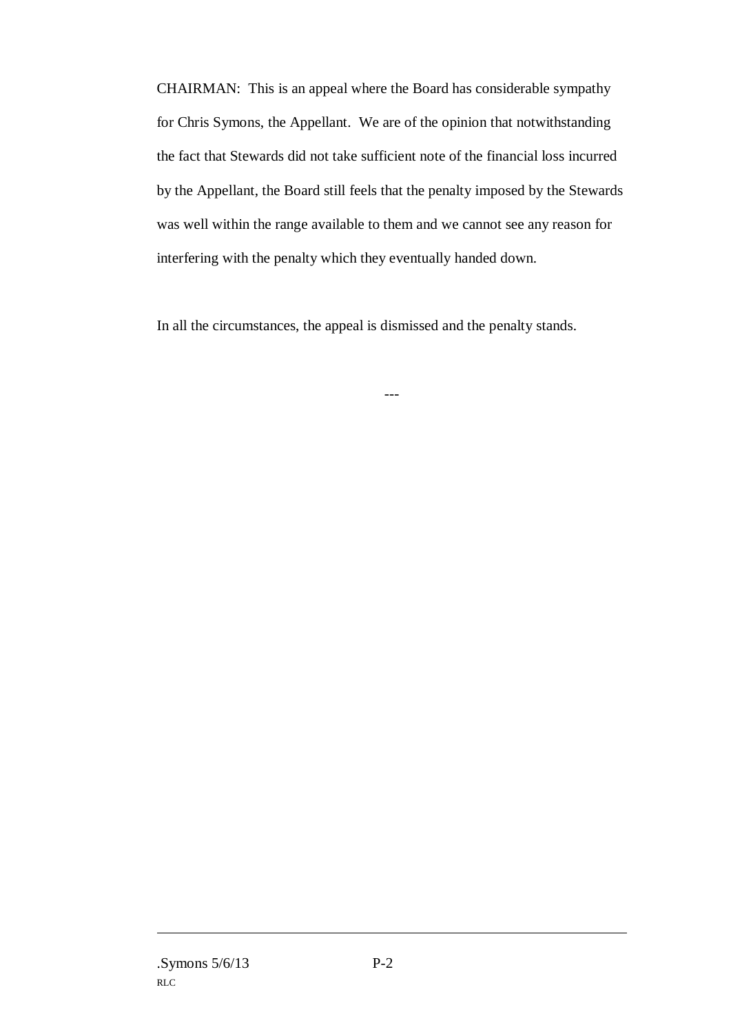CHAIRMAN: This is an appeal where the Board has considerable sympathy for Chris Symons, the Appellant. We are of the opinion that notwithstanding the fact that Stewards did not take sufficient note of the financial loss incurred by the Appellant, the Board still feels that the penalty imposed by the Stewards was well within the range available to them and we cannot see any reason for interfering with the penalty which they eventually handed down.

In all the circumstances, the appeal is dismissed and the penalty stands.

---